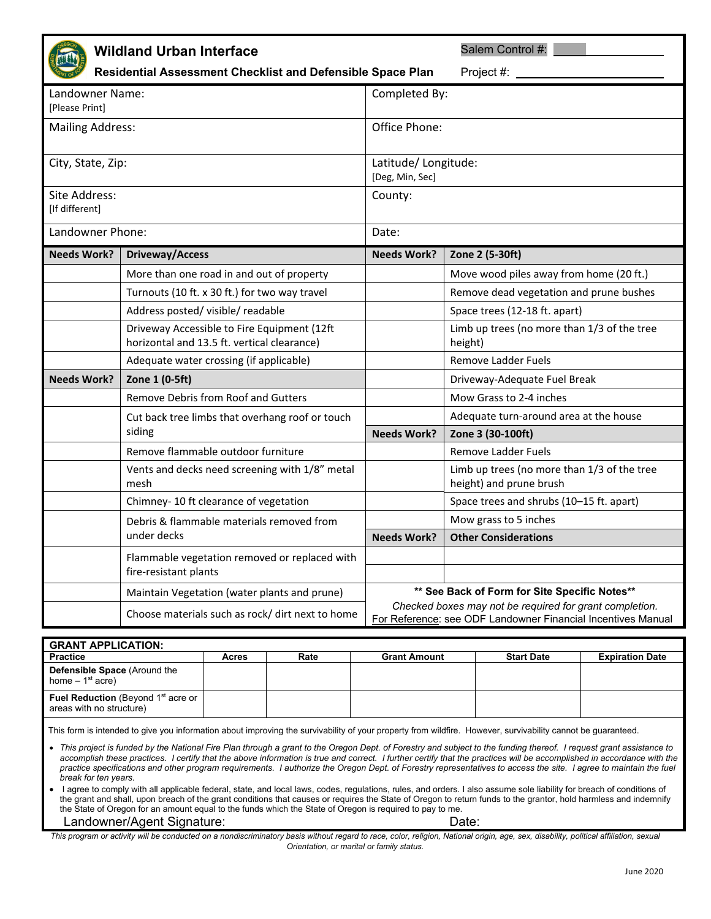# Wildland Urban Interface

**Residential Assessment Checklist and Defensible Space Plan**

Salem Control #: ____________

Project #: ____________

| Landowner Name: [Please Print] | Completed By: |
|---|---|
| Mailing Address: | Office Phone: |
| City, State, Zip: | Latitude/ Longitude: [Deg, Min, Sec] |
| Site Address: [If different] | County: |
| Landowner Phone: | Date: |

| Needs Work? | Driveway/Access | Needs Work? | Zone 2 (5-30ft) |
|---|---|---|---|
| | More than one road in and out of property | | Move wood piles away from home (20 ft.) |
| | Turnouts (10 ft. x 30 ft.) for two way travel | | Remove dead vegetation and prune bushes |
| | Address posted/ visible/ readable | | Space trees (12-18 ft. apart) |
| | Driveway Accessible to Fire Equipment (12ft horizontal and 13.5 ft. vertical clearance) | | Limb up trees (no more than 1/3 of the tree height) |
| | Adequate water crossing (if applicable) | | Remove Ladder Fuels |
| **Needs Work?** | **Zone 1 (0-5ft)** | | Driveway-Adequate Fuel Break |
| | Remove Debris from Roof and Gutters | | Mow Grass to 2-4 inches |
| | Cut back tree limbs that overhang roof or touch siding | | Adequate turn-around area at the house |
| | | **Needs Work?** | **Zone 3 (30-100ft)** |
| | Remove flammable outdoor furniture | | Remove Ladder Fuels |
| | Vents and decks need screening with 1/8" metal mesh | | Limb up trees (no more than 1/3 of the tree height) and prune brush |
| | Chimney- 10 ft clearance of vegetation | | Space trees and shrubs (10–15 ft. apart) |
| | Debris & flammable materials removed from under decks | | Mow grass to 5 inches |
| | | **Needs Work?** | **Other Considerations** |
| | Flammable vegetation removed or replaced with fire-resistant plants | | |
| | | | |
| | Maintain Vegetation (water plants and prune) | ** See Back of Form for Site Specific Notes** | |
| | Choose materials such as rock/ dirt next to home | *Checked boxes may not be required for grant completion.* For Reference: see ODF Landowner Financial Incentives Manual | |

**GRANT APPLICATION:**

| Practice | Acres | Rate | Grant Amount | Start Date | Expiration Date |
|---|---|---|---|---|---|
| **Defensible Space** (Around the home – 1st acre) | | | | | |
| **Fuel Reduction** (Beyond 1st acre or areas with no structure) | | | | | |

This form is intended to give you information about improving the survivability of your property from wildfire. However, survivability cannot be guaranteed.

- *This project is funded by the National Fire Plan through a grant to the Oregon Dept. of Forestry and subject to the funding thereof. I request grant assistance to accomplish these practices. I certify that the above information is true and correct. I further certify that the practices will be accomplished in accordance with the practice specifications and other program requirements. I authorize the Oregon Dept. of Forestry representatives to access the site. I agree to maintain the fuel break for ten years.*
- I agree to comply with all applicable federal, state, and local laws, codes, regulations, rules, and orders. I also assume sole liability for breach of conditions of the grant and shall, upon breach of the grant conditions that causes or requires the State of Oregon to return funds to the grantor, hold harmless and indemnify the State of Oregon for an amount equal to the funds which the State of Oregon is required to pay to me.

Landowner/Agent Signature: Date:

*This program or activity will be conducted on a nondiscriminatory basis without regard to race, color, religion, National origin, age, sex, disability, political affiliation, sexual Orientation, or marital or family status.*

June 2020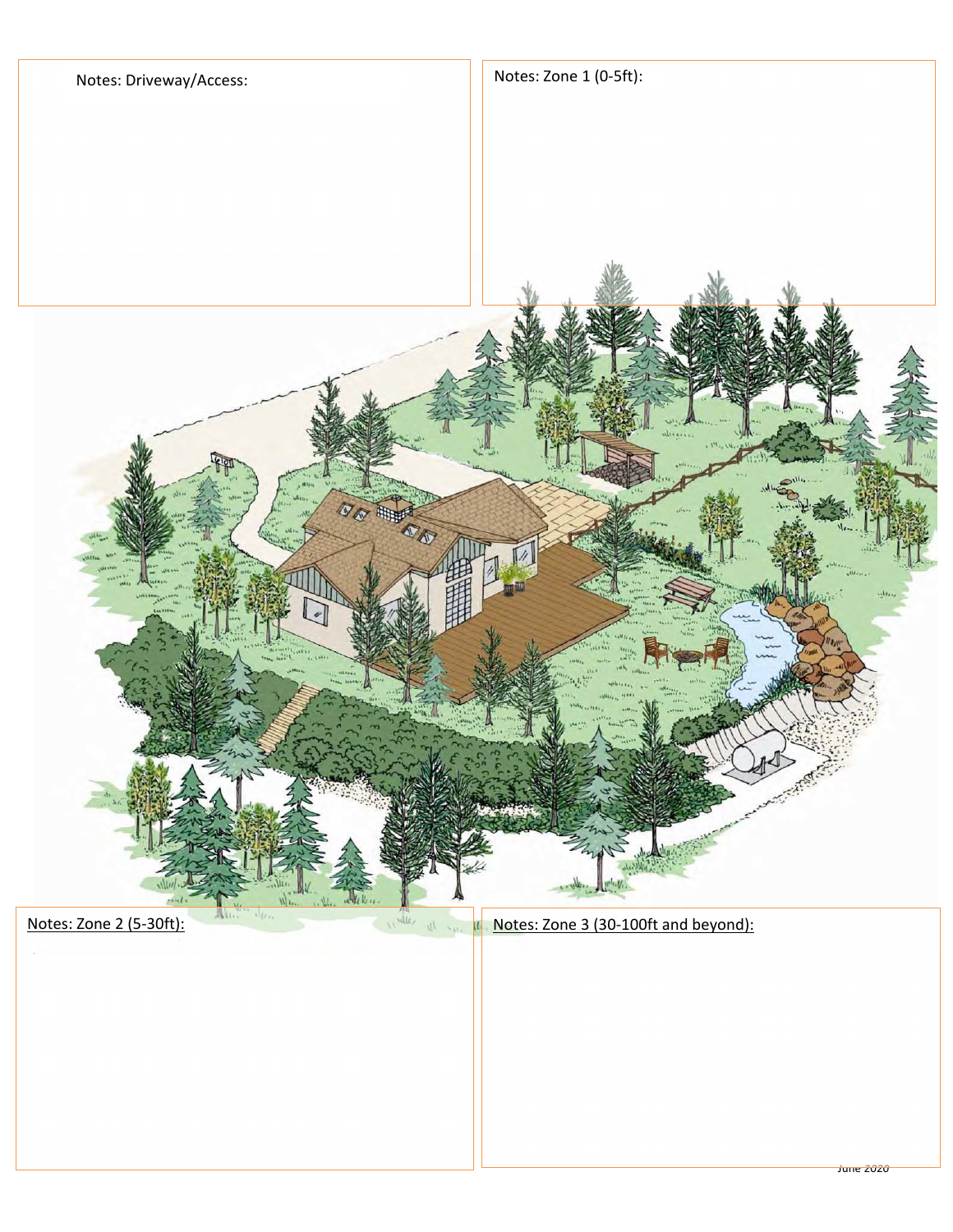Notes: Driveway/Access:

Notes: Zone 1 (0-5ft):

Notes: Zone 2 (5-30ft):

Notes: Zone 3 (30-100ft and beyond):